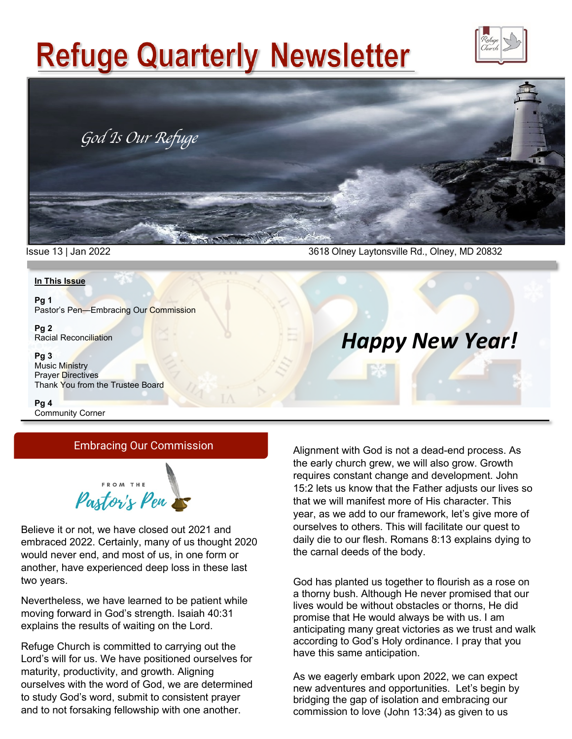# Refuge Quarterly Newsletter

*God Is Our Refuge*

Issue 13 | Jan 2022

3618 Olney Laytonsville Rd., Olney, MD 20832

**In This Issue**

**Pg 1**
Pastor's Pen—Embracing Our Commission

**Pg 2**
Racial Reconciliation

**Pg 3**
Music Ministry
Prayer Directives
Thank You from the Trustee Board

**Pg 4**
Community Corner

***Happy New Year!***

## Embracing Our Commission

FROM THE *Pastor's Pen*

Believe it or not, we have closed out 2021 and embraced 2022. Certainly, many of us thought 2020 would never end, and most of us, in one form or another, have experienced deep loss in these last two years.

Nevertheless, we have learned to be patient while moving forward in God's strength. Isaiah 40:31 explains the results of waiting on the Lord.

Refuge Church is committed to carrying out the Lord's will for us. We have positioned ourselves for maturity, productivity, and growth. Aligning ourselves with the word of God, we are determined to study God's word, submit to consistent prayer and to not forsaking fellowship with one another.

Alignment with God is not a dead-end process. As the early church grew, we will also grow. Growth requires constant change and development. John 15:2 lets us know that the Father adjusts our lives so that we will manifest more of His character. This year, as we add to our framework, let's give more of ourselves to others. This will facilitate our quest to daily die to our flesh. Romans 8:13 explains dying to the carnal deeds of the body.

God has planted us together to flourish as a rose on a thorny bush. Although He never promised that our lives would be without obstacles or thorns, He did promise that He would always be with us. I am anticipating many great victories as we trust and walk according to God's Holy ordinance. I pray that you have this same anticipation.

As we eagerly embark upon 2022, we can expect new adventures and opportunities. Let's begin by bridging the gap of isolation and embracing our commission to love (John 13:34) as given to us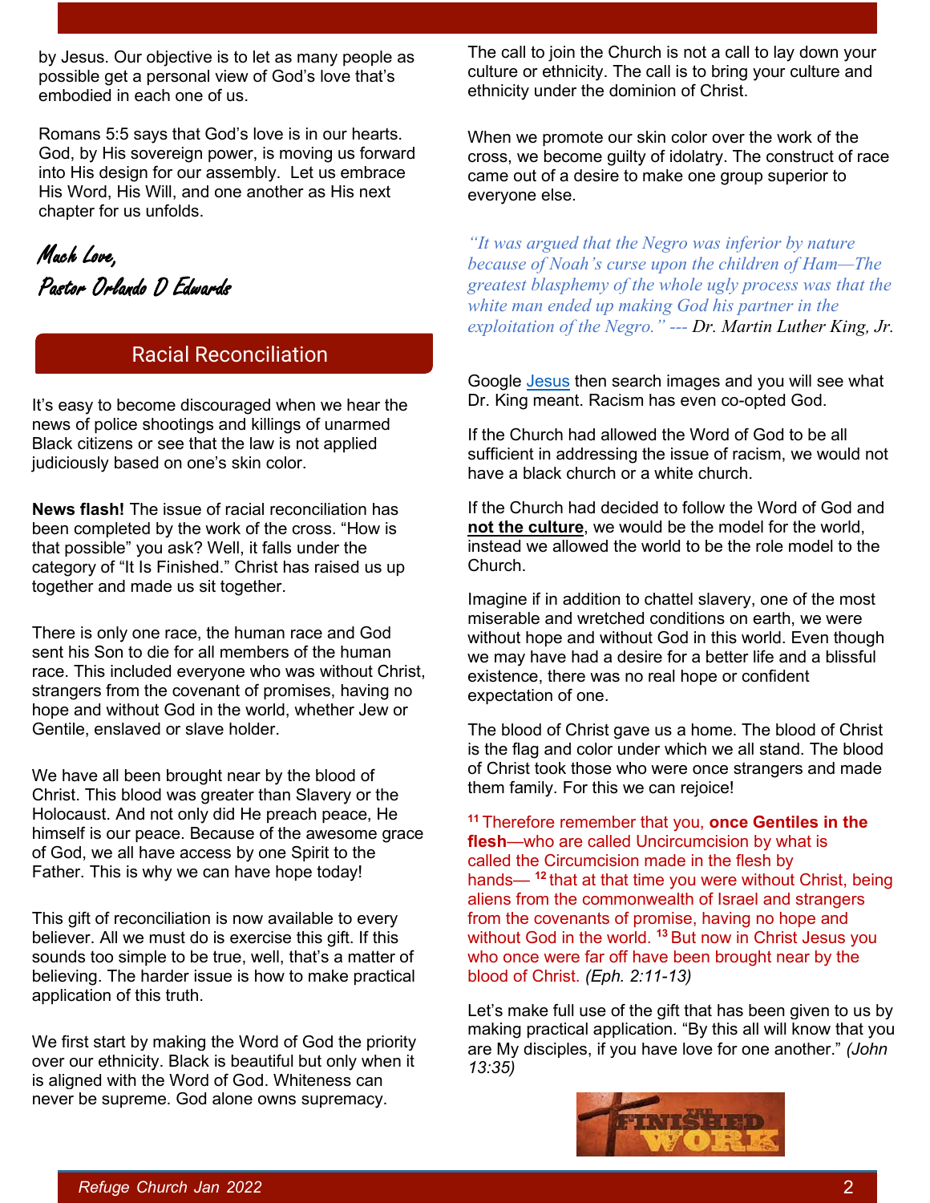by Jesus. Our objective is to let as many people as possible get a personal view of God's love that's embodied in each one of us.

Romans 5:5 says that God's love is in our hearts. God, by His sovereign power, is moving us forward into His design for our assembly. Let us embrace His Word, His Will, and one another as His next chapter for us unfolds.

*Much Love,*
*Pastor Orlando D Edwards*

## Racial Reconciliation

It's easy to become discouraged when we hear the news of police shootings and killings of unarmed Black citizens or see that the law is not applied judiciously based on one's skin color.

**News flash!** The issue of racial reconciliation has been completed by the work of the cross. "How is that possible" you ask? Well, it falls under the category of "It Is Finished." Christ has raised us up together and made us sit together.

There is only one race, the human race and God sent his Son to die for all members of the human race. This included everyone who was without Christ, strangers from the covenant of promises, having no hope and without God in the world, whether Jew or Gentile, enslaved or slave holder.

We have all been brought near by the blood of Christ. This blood was greater than Slavery or the Holocaust. And not only did He preach peace, He himself is our peace. Because of the awesome grace of God, we all have access by one Spirit to the Father. This is why we can have hope today!

This gift of reconciliation is now available to every believer. All we must do is exercise this gift. If this sounds too simple to be true, well, that's a matter of believing. The harder issue is how to make practical application of this truth.

We first start by making the Word of God the priority over our ethnicity. Black is beautiful but only when it is aligned with the Word of God. Whiteness can never be supreme. God alone owns supremacy.

The call to join the Church is not a call to lay down your culture or ethnicity. The call is to bring your culture and ethnicity under the dominion of Christ.

When we promote our skin color over the work of the cross, we become guilty of idolatry. The construct of race came out of a desire to make one group superior to everyone else.

*"It was argued that the Negro was inferior by nature because of Noah's curse upon the children of Ham—The greatest blasphemy of the whole ugly process was that the white man ended up making God his partner in the exploitation of the Negro."* --- *Dr. Martin Luther King, Jr.*

Google Jesus then search images and you will see what Dr. King meant. Racism has even co-opted God.

If the Church had allowed the Word of God to be all sufficient in addressing the issue of racism, we would not have a black church or a white church.

If the Church had decided to follow the Word of God and **not the culture**, we would be the model for the world, instead we allowed the world to be the role model to the Church.

Imagine if in addition to chattel slavery, one of the most miserable and wretched conditions on earth, we were without hope and without God in this world. Even though we may have had a desire for a better life and a blissful existence, there was no real hope or confident expectation of one.

The blood of Christ gave us a home. The blood of Christ is the flag and color under which we all stand. The blood of Christ took those who were once strangers and made them family. For this we can rejoice!

[11] Therefore remember that you, **once Gentiles in the flesh**—who are called Uncircumcision by what is called the Circumcision made in the flesh by hands— [12] that at that time you were without Christ, being aliens from the commonwealth of Israel and strangers from the covenants of promise, having no hope and without God in the world. [13] But now in Christ Jesus you who once were far off have been brought near by the blood of Christ. *(Eph. 2:11-13)*

Let's make full use of the gift that has been given to us by making practical application. "By this all will know that you are My disciples, if you have love for one another." *(John 13:35)*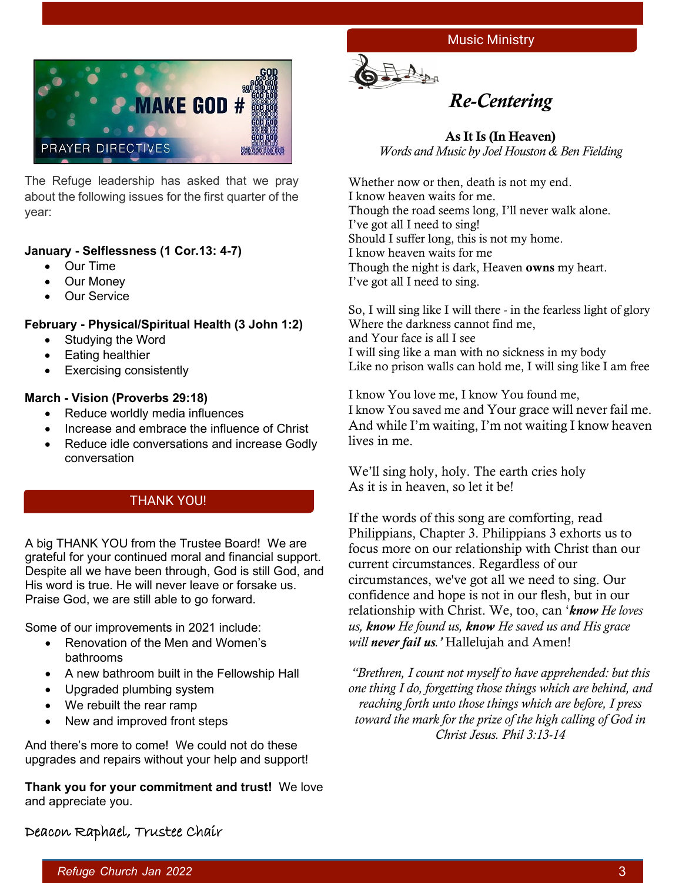## MAKE GOD #1

### PRAYER DIRECTIVES

The Refuge leadership has asked that we pray about the following issues for the first quarter of the year:

**January - Selflessness (1 Cor.13: 4-7)**

- Our Time
- Our Money
- Our Service

**February - Physical/Spiritual Health (3 John 1:2)**

- Studying the Word
- Eating healthier
- Exercising consistently

**March - Vision (Proverbs 29:18)**

- Reduce worldly media influences
- Increase and embrace the influence of Christ
- Reduce idle conversations and increase Godly conversation

## THANK YOU!

A big THANK YOU from the Trustee Board! We are grateful for your continued moral and financial support. Despite all we have been through, God is still God, and His word is true. He will never leave or forsake us. Praise God, we are still able to go forward.

Some of our improvements in 2021 include:

- Renovation of the Men and Women's bathrooms
- A new bathroom built in the Fellowship Hall
- Upgraded plumbing system
- We rebuilt the rear ramp
- New and improved front steps

And there's more to come! We could not do these upgrades and repairs without your help and support!

**Thank you for your commitment and trust!** We love and appreciate you.

Deacon Raphael, Trustee Chair

## Music Ministry

### *Re-Centering*

**As It Is (In Heaven)**
*Words and Music by Joel Houston & Ben Fielding*

Whether now or then, death is not my end.
I know heaven waits for me.
Though the road seems long, I'll never walk alone.
I've got all I need to sing!
Should I suffer long, this is not my home.
I know heaven waits for me
Though the night is dark, Heaven **owns** my heart.
I've got all I need to sing.

So, I will sing like I will there - in the fearless light of glory
Where the darkness cannot find me,
and Your face is all I see
I will sing like a man with no sickness in my body
Like no prison walls can hold me, I will sing like I am free

I know You love me, I know You found me,
I know You saved me and Your grace will never fail me.
And while I'm waiting, I'm not waiting I know heaven lives in me.

We'll sing holy, holy. The earth cries holy
As it is in heaven, so let it be!

If the words of this song are comforting, read Philippians, Chapter 3. Philippians 3 exhorts us to focus more on our relationship with Christ than our current circumstances. Regardless of our circumstances, we've got all we need to sing. Our confidence and hope is not in our flesh, but in our relationship with Christ. We, too, can '***know*** *He loves us,* ***know*** *He found us,* ***know*** *He saved us and His grace will* ***never fail us.'*** Hallelujah and Amen!

*"Brethren, I count not myself to have apprehended: but this one thing I do, forgetting those things which are behind, and reaching forth unto those things which are before, I press toward the mark for the prize of the high calling of God in Christ Jesus. Phil 3:13-14*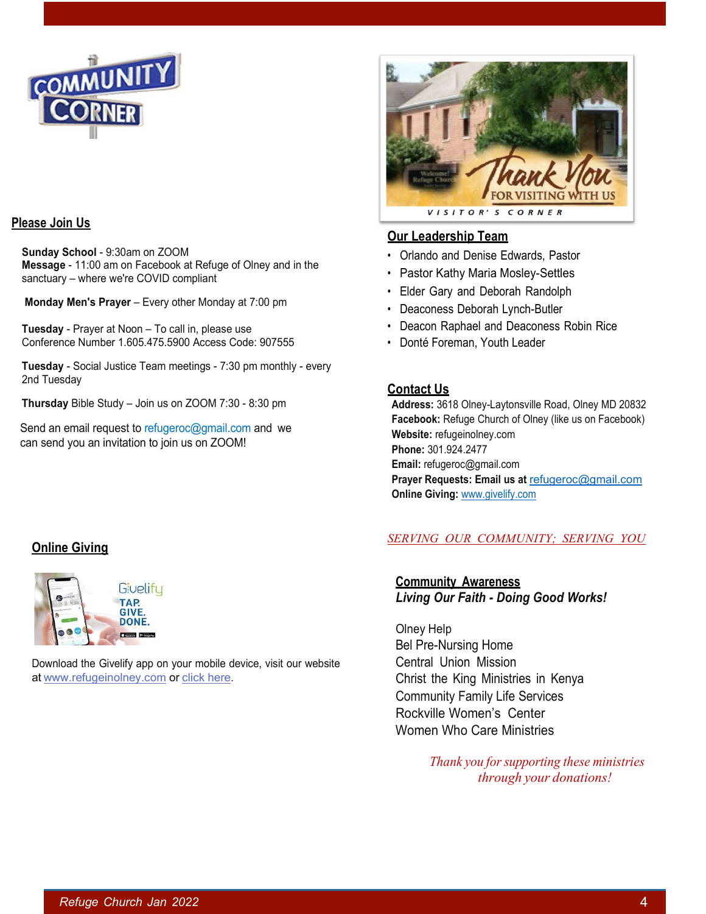## Please Join Us

**Sunday School** - 9:30am on ZOOM
**Message** - 11:00 am on Facebook at Refuge of Olney and in the sanctuary – where we're COVID compliant

**Monday Men's Prayer** – Every other Monday at 7:00 pm

**Tuesday** - Prayer at Noon – To call in, please use Conference Number 1.605.475.5900 Access Code: 907555

**Tuesday** - Social Justice Team meetings - 7:30 pm monthly - every 2nd Tuesday

**Thursday** Bible Study – Join us on ZOOM 7:30 - 8:30 pm

Send an email request to refugeroc@gmail.com and we can send you an invitation to join us on ZOOM!

## Online Giving

Download the Givelify app on your mobile device, visit our website at www.refugeinolney.com or click here.

## Our Leadership Team

- Orlando and Denise Edwards, Pastor
- Pastor Kathy Maria Mosley-Settles
- Elder Gary and Deborah Randolph
- Deaconess Deborah Lynch-Butler
- Deacon Raphael and Deaconess Robin Rice
- Donté Foreman, Youth Leader

## Contact Us

**Address:** 3618 Olney-Laytonsville Road, Olney MD 20832
**Facebook:** Refuge Church of Olney (like us on Facebook)
**Website:** refugeinolney.com
**Phone:** 301.924.2477
**Email:** refugeroc@gmail.com
**Prayer Requests: Email us at** refugeroc@gmail.com
**Online Giving:** www.givelify.com

*SERVING OUR COMMUNITY; SERVING YOU*

## Community Awareness

***Living Our Faith - Doing Good Works!***

Olney Help
Bel Pre-Nursing Home
Central Union Mission
Christ the King Ministries in Kenya
Community Family Life Services
Rockville Women's Center
Women Who Care Ministries

*Thank you for supporting these ministries through your donations!*